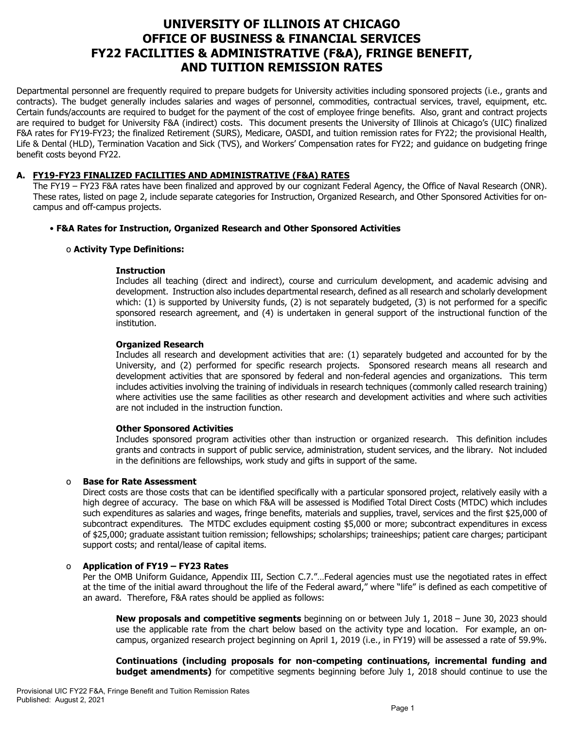# UNIVERSITY OF ILLINOIS AT CHICAGO
# OFFICE OF BUSINESS & FINANCIAL SERVICES
# FY22 FACILITIES & ADMINISTRATIVE (F&A), FRINGE BENEFIT, AND TUITION REMISSION RATES

Departmental personnel are frequently required to prepare budgets for University activities including sponsored projects (i.e., grants and contracts). The budget generally includes salaries and wages of personnel, commodities, contractual services, travel, equipment, etc. Certain funds/accounts are required to budget for the payment of the cost of employee fringe benefits. Also, grant and contract projects are required to budget for University F&A (indirect) costs. This document presents the University of Illinois at Chicago's (UIC) finalized F&A rates for FY19-FY23; the finalized Retirement (SURS), Medicare, OASDI, and tuition remission rates for FY22; the provisional Health, Life & Dental (HLD), Termination Vacation and Sick (TVS), and Workers' Compensation rates for FY22; and guidance on budgeting fringe benefit costs beyond FY22.

## A. FY19-FY23 FINALIZED FACILITIES AND ADMINISTRATIVE (F&A) RATES

The FY19 – FY23 F&A rates have been finalized and approved by our cognizant Federal Agency, the Office of Naval Research (ONR). These rates, listed on page 2, include separate categories for Instruction, Organized Research, and Other Sponsored Activities for on-campus and off-campus projects.

- **F&A Rates for Instruction, Organized Research and Other Sponsored Activities**

  - **Activity Type Definitions:**

    **Instruction**
    Includes all teaching (direct and indirect), course and curriculum development, and academic advising and development. Instruction also includes departmental research, defined as all research and scholarly development which: (1) is supported by University funds, (2) is not separately budgeted, (3) is not performed for a specific sponsored research agreement, and (4) is undertaken in general support of the instructional function of the institution.

    **Organized Research**
    Includes all research and development activities that are: (1) separately budgeted and accounted for by the University, and (2) performed for specific research projects. Sponsored research means all research and development activities that are sponsored by federal and non-federal agencies and organizations. This term includes activities involving the training of individuals in research techniques (commonly called research training) where activities use the same facilities as other research and development activities and where such activities are not included in the instruction function.

    **Other Sponsored Activities**
    Includes sponsored program activities other than instruction or organized research. This definition includes grants and contracts in support of public service, administration, student services, and the library. Not included in the definitions are fellowships, work study and gifts in support of the same.

  - **Base for Rate Assessment**
    Direct costs are those costs that can be identified specifically with a particular sponsored project, relatively easily with a high degree of accuracy. The base on which F&A will be assessed is Modified Total Direct Costs (MTDC) which includes such expenditures as salaries and wages, fringe benefits, materials and supplies, travel, services and the first $25,000 of subcontract expenditures. The MTDC excludes equipment costing $5,000 or more; subcontract expenditures in excess of $25,000; graduate assistant tuition remission; fellowships; scholarships; traineeships; patient care charges; participant support costs; and rental/lease of capital items.

  - **Application of FY19 – FY23 Rates**
    Per the OMB Uniform Guidance, Appendix III, Section C.7."…Federal agencies must use the negotiated rates in effect at the time of the initial award throughout the life of the Federal award," where "life" is defined as each competitive of an award. Therefore, F&A rates should be applied as follows:

    **New proposals and competitive segments** beginning on or between July 1, 2018 – June 30, 2023 should use the applicable rate from the chart below based on the activity type and location. For example, an on-campus, organized research project beginning on April 1, 2019 (i.e., in FY19) will be assessed a rate of 59.9%.

    **Continuations (including proposals for non-competing continuations, incremental funding and budget amendments)** for competitive segments beginning before July 1, 2018 should continue to use the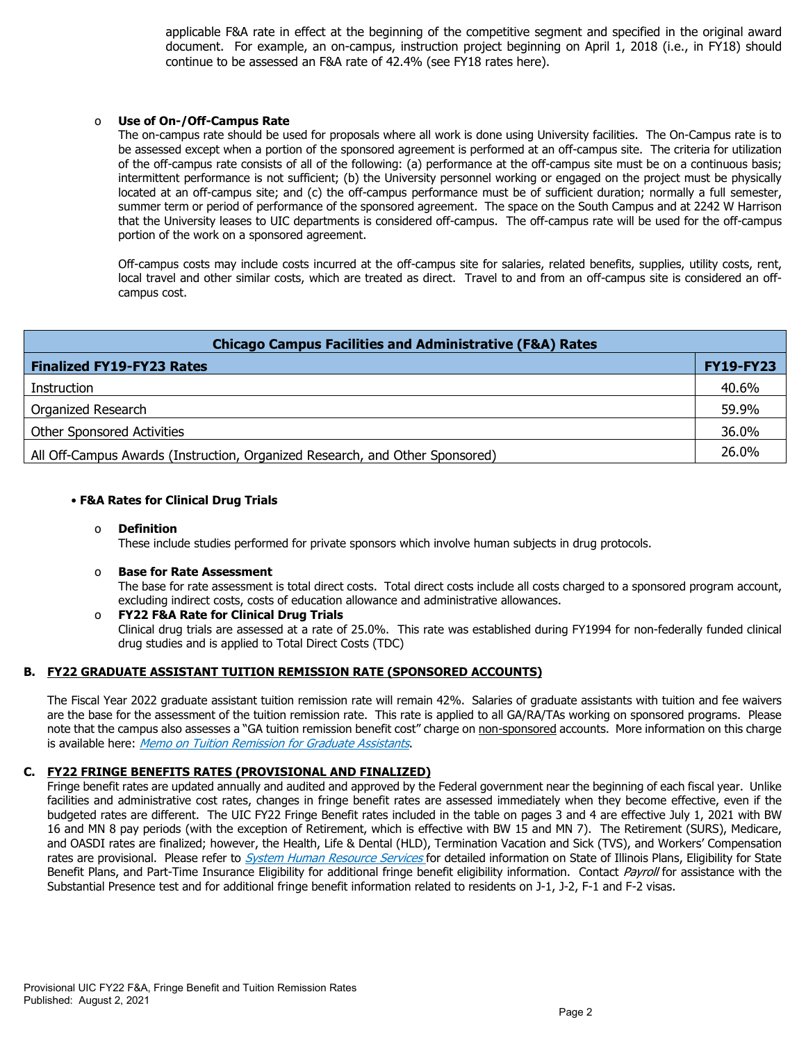applicable F&A rate in effect at the beginning of the competitive segment and specified in the original award document. For example, an on-campus, instruction project beginning on April 1, 2018 (i.e., in FY18) should continue to be assessed an F&A rate of 42.4% (see FY18 rates here).

- **Use of On-/Off-Campus Rate**

  The on-campus rate should be used for proposals where all work is done using University facilities. The On-Campus rate is to be assessed except when a portion of the sponsored agreement is performed at an off-campus site. The criteria for utilization of the off-campus rate consists of all of the following: (a) performance at the off-campus site must be on a continuous basis; intermittent performance is not sufficient; (b) the University personnel working or engaged on the project must be physically located at an off-campus site; and (c) the off-campus performance must be of sufficient duration; normally a full semester, summer term or period of performance of the sponsored agreement. The space on the South Campus and at 2242 W Harrison that the University leases to UIC departments is considered off-campus. The off-campus rate will be used for the off-campus portion of the work on a sponsored agreement.

  Off-campus costs may include costs incurred at the off-campus site for salaries, related benefits, supplies, utility costs, rent, local travel and other similar costs, which are treated as direct. Travel to and from an off-campus site is considered an off-campus cost.

| Chicago Campus Facilities and Administrative (F&A) Rates | |
|---|---|
| **Finalized FY19-FY23 Rates** | **FY19-FY23** |
| Instruction | 40.6% |
| Organized Research | 59.9% |
| Other Sponsored Activities | 36.0% |
| All Off-Campus Awards (Instruction, Organized Research, and Other Sponsored) | 26.0% |

- **F&A Rates for Clinical Drug Trials**

  - **Definition**

    These include studies performed for private sponsors which involve human subjects in drug protocols.

  - **Base for Rate Assessment**

    The base for rate assessment is total direct costs. Total direct costs include all costs charged to a sponsored program account, excluding indirect costs, costs of education allowance and administrative allowances.

  - **FY22 F&A Rate for Clinical Drug Trials**

    Clinical drug trials are assessed at a rate of 25.0%. This rate was established during FY1994 for non-federally funded clinical drug studies and is applied to Total Direct Costs (TDC)

## B. FY22 GRADUATE ASSISTANT TUITION REMISSION RATE (SPONSORED ACCOUNTS)

The Fiscal Year 2022 graduate assistant tuition remission rate will remain 42%. Salaries of graduate assistants with tuition and fee waivers are the base for the assessment of the tuition remission rate. This rate is applied to all GA/RA/TAs working on sponsored programs. Please note that the campus also assesses a "GA tuition remission benefit cost" charge on non-sponsored accounts. More information on this charge is available here: *Memo on Tuition Remission for Graduate Assistants*.

## C. FY22 FRINGE BENEFITS RATES (PROVISIONAL AND FINALIZED)

Fringe benefit rates are updated annually and audited and approved by the Federal government near the beginning of each fiscal year. Unlike facilities and administrative cost rates, changes in fringe benefit rates are assessed immediately when they become effective, even if the budgeted rates are different. The UIC FY22 Fringe Benefit rates included in the table on pages 3 and 4 are effective July 1, 2021 with BW 16 and MN 8 pay periods (with the exception of Retirement, which is effective with BW 15 and MN 7). The Retirement (SURS), Medicare, and OASDI rates are finalized; however, the Health, Life & Dental (HLD), Termination Vacation and Sick (TVS), and Workers' Compensation rates are provisional. Please refer to *System Human Resource Services* for detailed information on State of Illinois Plans, Eligibility for State Benefit Plans, and Part-Time Insurance Eligibility for additional fringe benefit eligibility information. Contact *Payroll* for assistance with the Substantial Presence test and for additional fringe benefit information related to residents on J-1, J-2, F-1 and F-2 visas.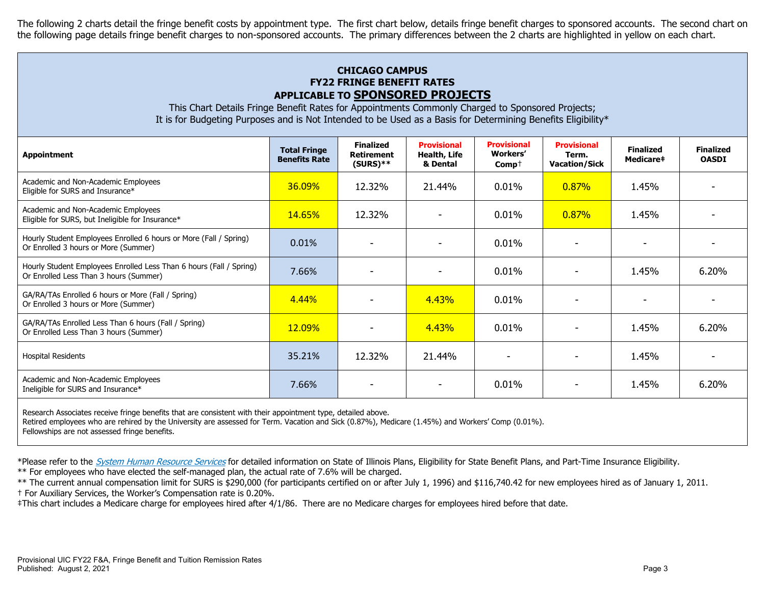The following 2 charts detail the fringe benefit costs by appointment type. The first chart below, details fringe benefit charges to sponsored accounts. The second chart on the following page details fringe benefit charges to non-sponsored accounts. The primary differences between the 2 charts are highlighted in yellow on each chart.

## CHICAGO CAMPUS
## FY22 FRINGE BENEFIT RATES
## APPLICABLE TO SPONSORED PROJECTS

This Chart Details Fringe Benefit Rates for Appointments Commonly Charged to Sponsored Projects;
It is for Budgeting Purposes and is Not Intended to be Used as a Basis for Determining Benefits Eligibility*

| Appointment | Total Fringe Benefits Rate | Finalized Retirement (SURS)** | Provisional Health, Life & Dental | Provisional Workers' Comp† | Provisional Term. Vacation/Sick | Finalized Medicare‡ | Finalized OASDI |
|---|---|---|---|---|---|---|---|
| Academic and Non-Academic Employees Eligible for SURS and Insurance* | 36.09% | 12.32% | 21.44% | 0.01% | 0.87% | 1.45% | - |
| Academic and Non-Academic Employees Eligible for SURS, but Ineligible for Insurance* | 14.65% | 12.32% | - | 0.01% | 0.87% | 1.45% | - |
| Hourly Student Employees Enrolled 6 hours or More (Fall / Spring) Or Enrolled 3 hours or More (Summer) | 0.01% | - | - | 0.01% | - | - | - |
| Hourly Student Employees Enrolled Less Than 6 hours (Fall / Spring) Or Enrolled Less Than 3 hours (Summer) | 7.66% | - | - | 0.01% | - | 1.45% | 6.20% |
| GA/RA/TAs Enrolled 6 hours or More (Fall / Spring) Or Enrolled 3 hours or More (Summer) | 4.44% | - | 4.43% | 0.01% | - | - | - |
| GA/RA/TAs Enrolled Less Than 6 hours (Fall / Spring) Or Enrolled Less Than 3 hours (Summer) | 12.09% | - | 4.43% | 0.01% | - | 1.45% | 6.20% |
| Hospital Residents | 35.21% | 12.32% | 21.44% | - | - | 1.45% | - |
| Academic and Non-Academic Employees Ineligible for SURS and Insurance* | 7.66% | - | - | 0.01% | - | 1.45% | 6.20% |

Research Associates receive fringe benefits that are consistent with their appointment type, detailed above.
Retired employees who are rehired by the University are assessed for Term. Vacation and Sick (0.87%), Medicare (1.45%) and Workers' Comp (0.01%).
Fellowships are not assessed fringe benefits.

*Please refer to the *System Human Resource Services* for detailed information on State of Illinois Plans, Eligibility for State Benefit Plans, and Part-Time Insurance Eligibility.
** For employees who have elected the self-managed plan, the actual rate of 7.6% will be charged.
** The current annual compensation limit for SURS is $290,000 (for participants certified on or after July 1, 1996) and $116,740.42 for new employees hired as of January 1, 2011.
† For Auxiliary Services, the Worker's Compensation rate is 0.20%.
‡This chart includes a Medicare charge for employees hired after 4/1/86. There are no Medicare charges for employees hired before that date.

Provisional UIC FY22 F&A, Fringe Benefit and Tuition Remission Rates
Published: August 2, 2021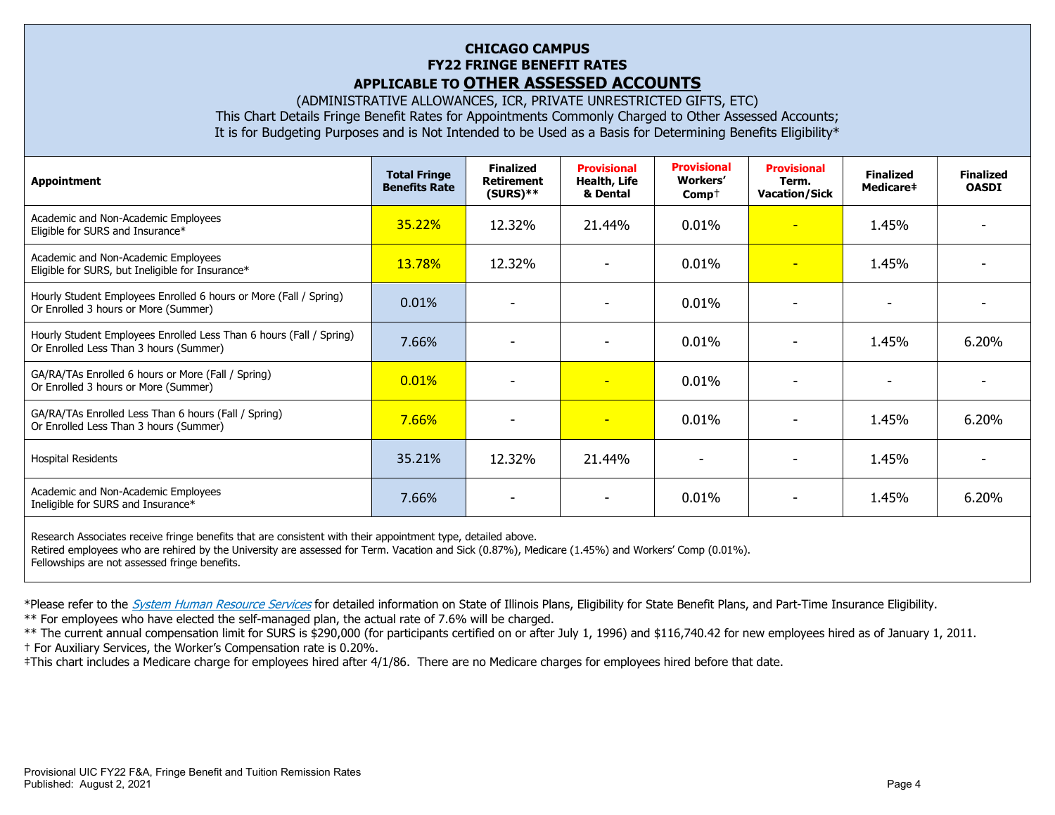# CHICAGO CAMPUS
## FY22 FRINGE BENEFIT RATES
## APPLICABLE TO **OTHER ASSESSED ACCOUNTS**

(ADMINISTRATIVE ALLOWANCES, ICR, PRIVATE UNRESTRICTED GIFTS, ETC)
This Chart Details Fringe Benefit Rates for Appointments Commonly Charged to Other Assessed Accounts;
It is for Budgeting Purposes and is Not Intended to be Used as a Basis for Determining Benefits Eligibility*

| Appointment | Total Fringe Benefits Rate | Finalized Retirement (SURS)** | Provisional Health, Life & Dental | Provisional Workers' Comp† | Provisional Term. Vacation/Sick | Finalized Medicare‡ | Finalized OASDI |
|---|---|---|---|---|---|---|---|
| Academic and Non-Academic Employees Eligible for SURS and Insurance* | 35.22% | 12.32% | 21.44% | 0.01% | - | 1.45% | - |
| Academic and Non-Academic Employees Eligible for SURS, but Ineligible for Insurance* | 13.78% | 12.32% | - | 0.01% | - | 1.45% | - |
| Hourly Student Employees Enrolled 6 hours or More (Fall / Spring) Or Enrolled 3 hours or More (Summer) | 0.01% | - | - | 0.01% | - | - | - |
| Hourly Student Employees Enrolled Less Than 6 hours (Fall / Spring) Or Enrolled Less Than 3 hours (Summer) | 7.66% | - | - | 0.01% | - | 1.45% | 6.20% |
| GA/RA/TAs Enrolled 6 hours or More (Fall / Spring) Or Enrolled 3 hours or More (Summer) | 0.01% | - | - | 0.01% | - | - | - |
| GA/RA/TAs Enrolled Less Than 6 hours (Fall / Spring) Or Enrolled Less Than 3 hours (Summer) | 7.66% | - | - | 0.01% | - | 1.45% | 6.20% |
| Hospital Residents | 35.21% | 12.32% | 21.44% | - | - | 1.45% | - |
| Academic and Non-Academic Employees Ineligible for SURS and Insurance* | 7.66% | - | - | 0.01% | - | 1.45% | 6.20% |

Research Associates receive fringe benefits that are consistent with their appointment type, detailed above.
Retired employees who are rehired by the University are assessed for Term. Vacation and Sick (0.87%), Medicare (1.45%) and Workers' Comp (0.01%).
Fellowships are not assessed fringe benefits.

*Please refer to the *System Human Resource Services* for detailed information on State of Illinois Plans, Eligibility for State Benefit Plans, and Part-Time Insurance Eligibility.

** For employees who have elected the self-managed plan, the actual rate of 7.6% will be charged.

** The current annual compensation limit for SURS is $290,000 (for participants certified on or after July 1, 1996) and $116,740.42 for new employees hired as of January 1, 2011.

† For Auxiliary Services, the Worker's Compensation rate is 0.20%.

‡This chart includes a Medicare charge for employees hired after 4/1/86. There are no Medicare charges for employees hired before that date.

Provisional UIC FY22 F&A, Fringe Benefit and Tuition Remission Rates
Published: August 2, 2021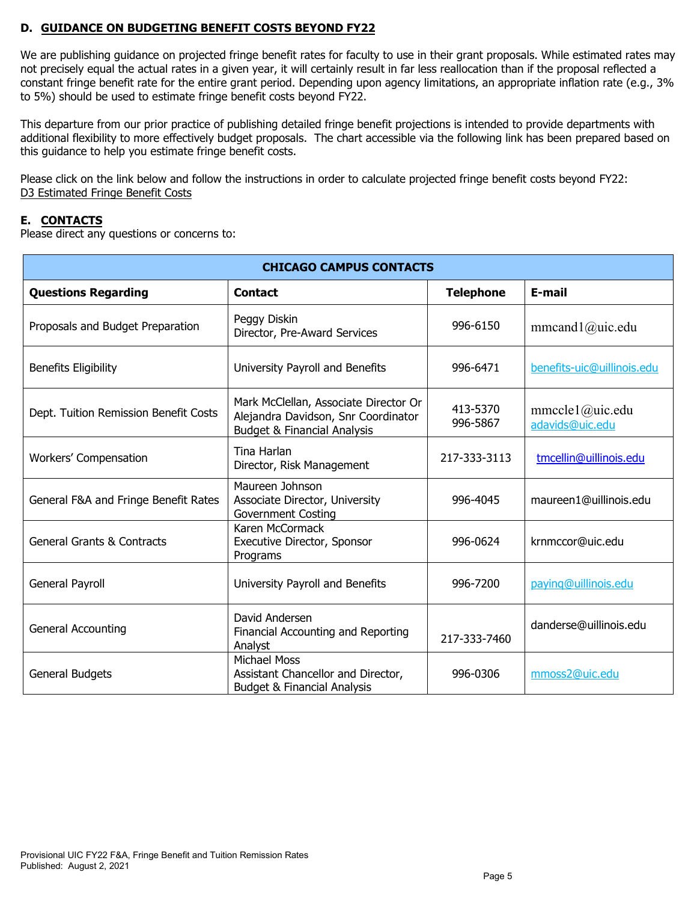## D. GUIDANCE ON BUDGETING BENEFIT COSTS BEYOND FY22

We are publishing guidance on projected fringe benefit rates for faculty to use in their grant proposals. While estimated rates may not precisely equal the actual rates in a given year, it will certainly result in far less reallocation than if the proposal reflected a constant fringe benefit rate for the entire grant period. Depending upon agency limitations, an appropriate inflation rate (e.g., 3% to 5%) should be used to estimate fringe benefit costs beyond FY22.

This departure from our prior practice of publishing detailed fringe benefit projections is intended to provide departments with additional flexibility to more effectively budget proposals. The chart accessible via the following link has been prepared based on this guidance to help you estimate fringe benefit costs.

Please click on the link below and follow the instructions in order to calculate projected fringe benefit costs beyond FY22:
D3 Estimated Fringe Benefit Costs

## E. CONTACTS

Please direct any questions or concerns to:

| CHICAGO CAMPUS CONTACTS | | | |
|---|---|---|---|
| **Questions Regarding** | **Contact** | **Telephone** | **E-mail** |
| Proposals and Budget Preparation | Peggy Diskin<br>Director, Pre-Award Services | 996-6150 | mmcand1@uic.edu |
| Benefits Eligibility | University Payroll and Benefits | 996-6471 | benefits-uic@uillinois.edu |
| Dept. Tuition Remission Benefit Costs | Mark McClellan, Associate Director Or<br>Alejandra Davidson, Snr Coordinator<br>Budget & Financial Analysis | 413-5370<br>996-5867 | mmccle1@uic.edu<br>adavids@uic.edu |
| Workers' Compensation | Tina Harlan<br>Director, Risk Management | 217-333-3113 | tmcellin@uillinois.edu |
| General F&A and Fringe Benefit Rates | Maureen Johnson<br>Associate Director, University Government Costing | 996-4045 | maureen1@uillinois.edu |
| General Grants & Contracts | Karen McCormack<br>Executive Director, Sponsor Programs | 996-0624 | krnmccor@uic.edu |
| General Payroll | University Payroll and Benefits | 996-7200 | payinq@uillinois.edu |
| General Accounting | David Andersen<br>Financial Accounting and Reporting Analyst | 217-333-7460 | danderse@uillinois.edu |
| General Budgets | Michael Moss<br>Assistant Chancellor and Director, Budget & Financial Analysis | 996-0306 | mmoss2@uic.edu |